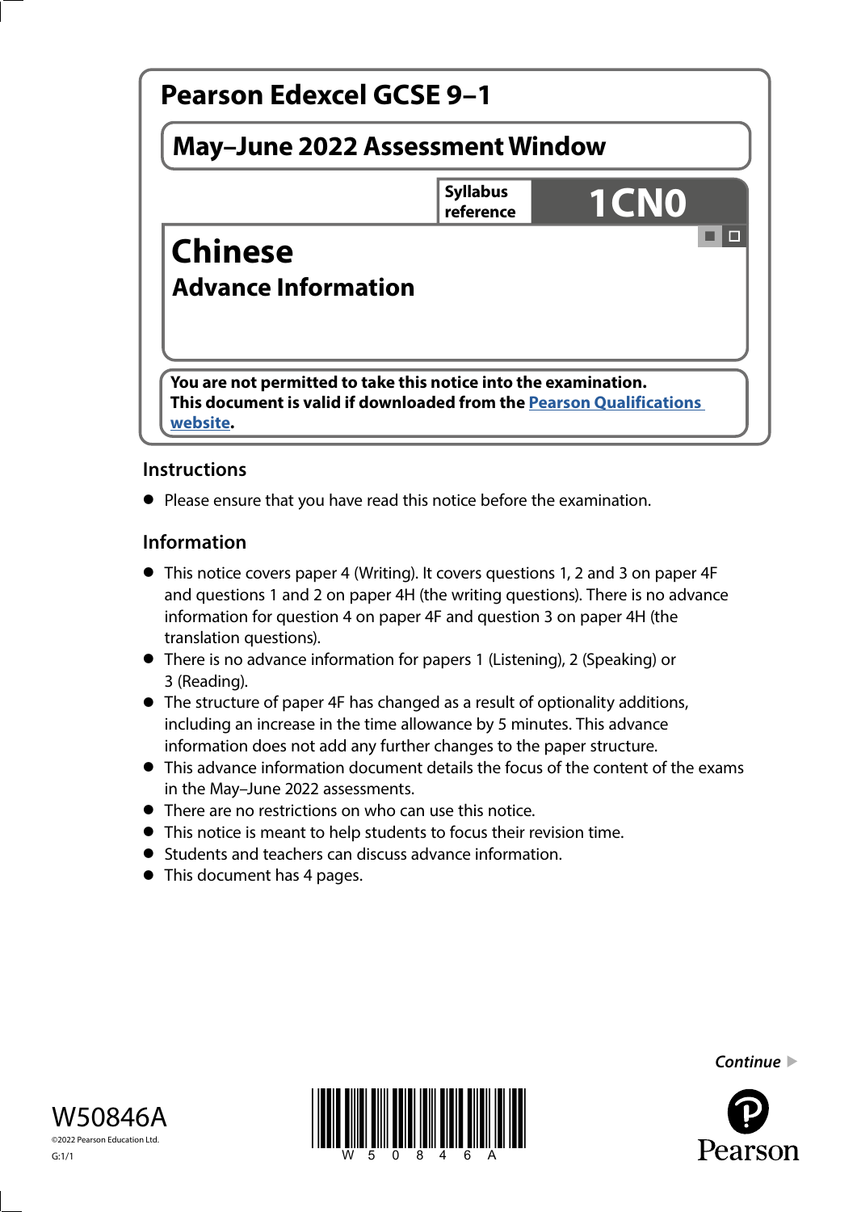# Pearson Edexcel GCSE 9–1

## May–June 2022 Assessment Window

**Syllabus reference** **1CN0**

# Chinese

## Advance Information

**You are not permitted to take this notice into the examination.**
**This document is valid if downloaded from the Pearson Qualifications website.**

### Instructions

- Please ensure that you have read this notice before the examination.

### Information

- This notice covers paper 4 (Writing). It covers questions 1, 2 and 3 on paper 4F and questions 1 and 2 on paper 4H (the writing questions). There is no advance information for question 4 on paper 4F and question 3 on paper 4H (the translation questions).
- There is no advance information for papers 1 (Listening), 2 (Speaking) or 3 (Reading).
- The structure of paper 4F has changed as a result of optionality additions, including an increase in the time allowance by 5 minutes. This advance information does not add any further changes to the paper structure.
- This advance information document details the focus of the content of the exams in the May–June 2022 assessments.
- There are no restrictions on who can use this notice.
- This notice is meant to help students to focus their revision time.
- Students and teachers can discuss advance information.
- This document has 4 pages.

*Continue*

W50846A
©2022 Pearson Education Ltd.
G:1/1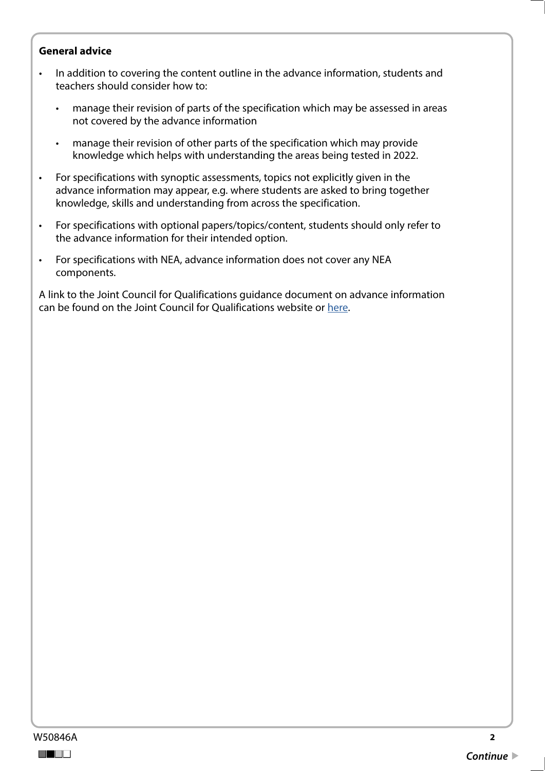**General advice**

- In addition to covering the content outline in the advance information, students and teachers should consider how to:
  - manage their revision of parts of the specification which may be assessed in areas not covered by the advance information
  - manage their revision of other parts of the specification which may provide knowledge which helps with understanding the areas being tested in 2022.
- For specifications with synoptic assessments, topics not explicitly given in the advance information may appear, e.g. where students are asked to bring together knowledge, skills and understanding from across the specification.
- For specifications with optional papers/topics/content, students should only refer to the advance information for their intended option.
- For specifications with NEA, advance information does not cover any NEA components.

A link to the Joint Council for Qualifications guidance document on advance information can be found on the Joint Council for Qualifications website or here.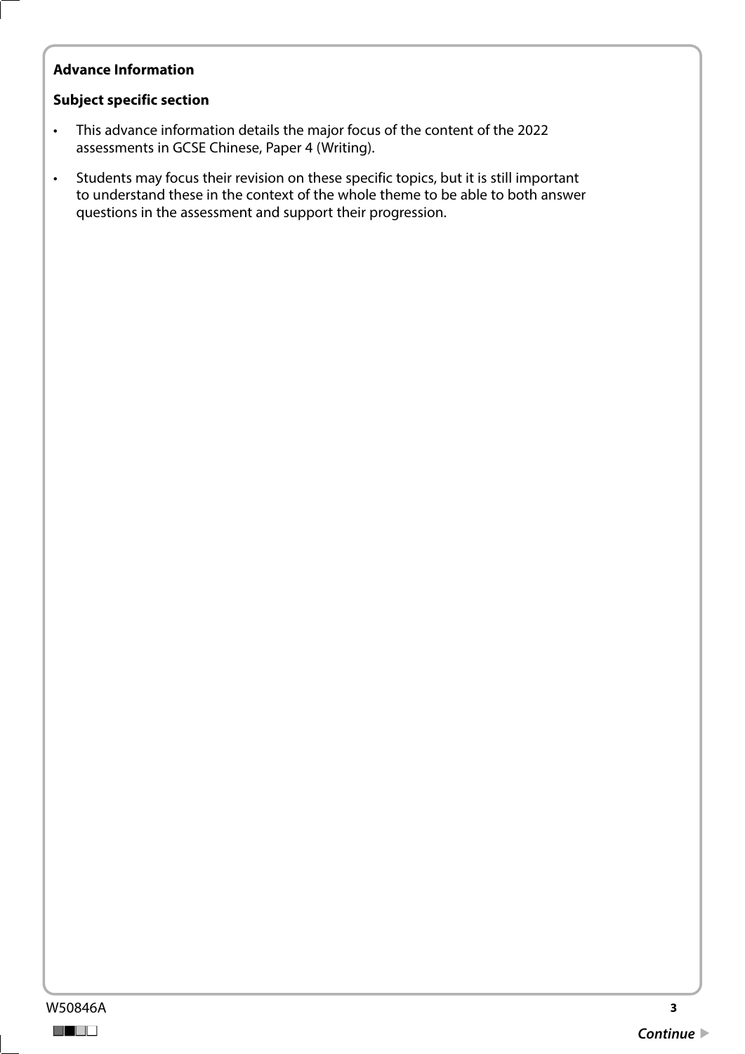**Advance Information**

**Subject specific section**

- This advance information details the major focus of the content of the 2022 assessments in GCSE Chinese, Paper 4 (Writing).
- Students may focus their revision on these specific topics, but it is still important to understand these in the context of the whole theme to be able to both answer questions in the assessment and support their progression.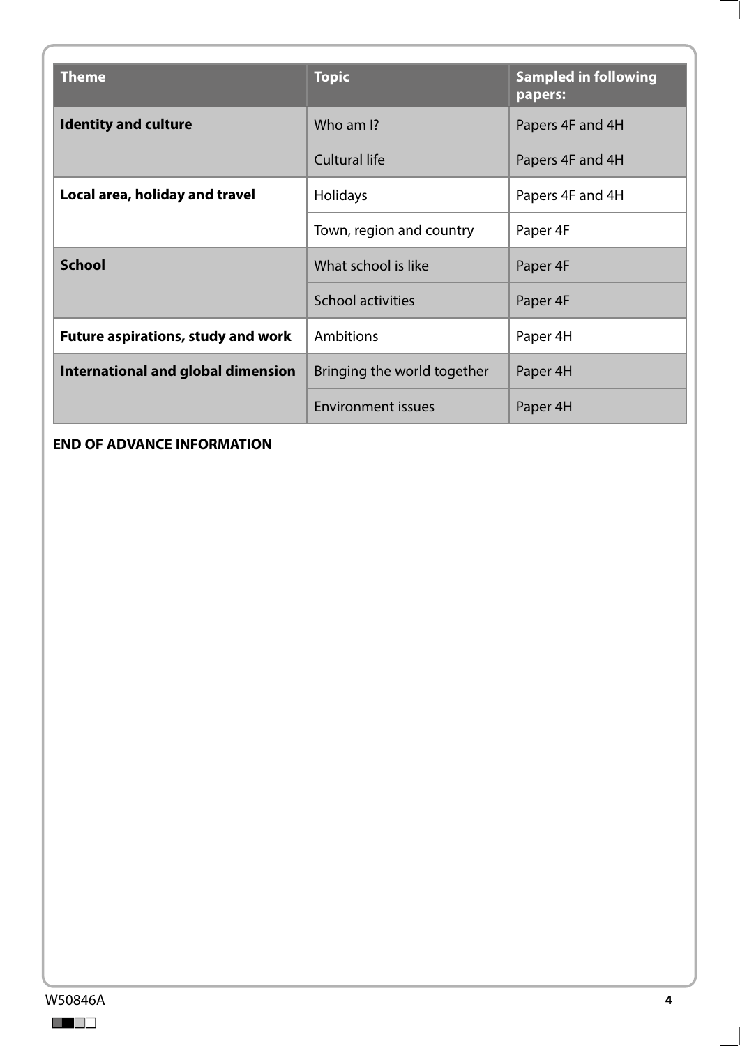| Theme | Topic | Sampled in following papers: |
| --- | --- | --- |
| **Identity and culture** | Who am I? | Papers 4F and 4H |
| | Cultural life | Papers 4F and 4H |
| **Local area, holiday and travel** | Holidays | Papers 4F and 4H |
| | Town, region and country | Paper 4F |
| **School** | What school is like | Paper 4F |
| | School activities | Paper 4F |
| **Future aspirations, study and work** | Ambitions | Paper 4H |
| **International and global dimension** | Bringing the world together | Paper 4H |
| | Environment issues | Paper 4H |

**END OF ADVANCE INFORMATION**